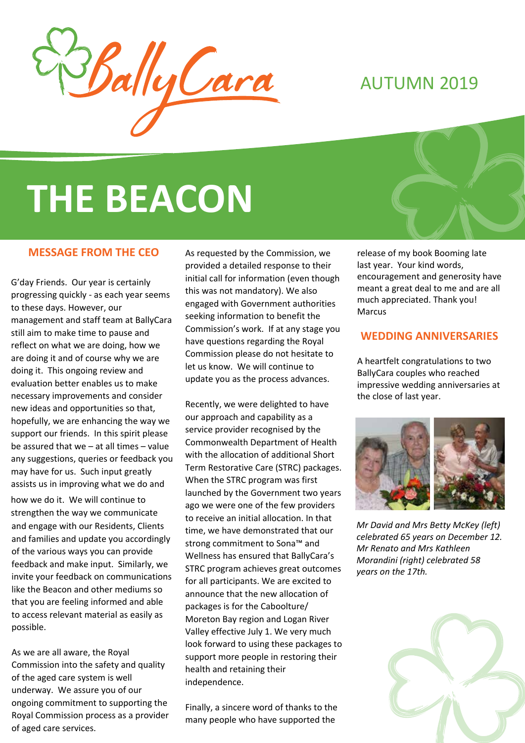BallyCara

AUTUMN 2019

# THE BEACON

## MESSAGE FROM THE CEO

G'day Friends. Our year is certainly progressing quickly - as each year seems to these days. However, our management and staff team at BallyCara still aim to make time to pause and reflect on what we are doing, how we are doing it and of course why we are doing it. This ongoing review and evaluation better enables us to make necessary improvements and consider new ideas and opportunities so that, hopefully, we are enhancing the way we support our friends. In this spirit please be assured that we – at all times – value any suggestions, queries or feedback you may have for us. Such input greatly assists us in improving what we do and how we do it. We will continue to strengthen the way we communicate and engage with our Residents, Clients and families and update you accordingly of the various ways you can provide feedback and make input. Similarly, we invite your feedback on communications like the Beacon and other mediums so that you are feeling informed and able to access relevant material as easily as possible.

As we are all aware, the Royal Commission into the safety and quality of the aged care system is well underway. We assure you of our ongoing commitment to supporting the Royal Commission process as a provider of aged care services.

As requested by the Commission, we provided a detailed response to their initial call for information (even though this was not mandatory). We also engaged with Government authorities seeking information to benefit the Commission's work. If at any stage you have questions regarding the Royal Commission please do not hesitate to let us know. We will continue to update you as the process advances.

Recently, we were delighted to have our approach and capability as a service provider recognised by the Commonwealth Department of Health with the allocation of additional Short Term Restorative Care (STRC) packages. When the STRC program was first launched by the Government two years ago we were one of the few providers to receive an initial allocation. In that time, we have demonstrated that our strong commitment to Sona™ and Wellness has ensured that BallyCara's STRC program achieves great outcomes for all participants. We are excited to announce that the new allocation of packages is for the Caboolture/ Moreton Bay region and Logan River Valley effective July 1. We very much look forward to using these packages to support more people in restoring their health and retaining their independence.

Finally, a sincere word of thanks to the many people who have supported the release of my book Booming late last year. Your kind words, encouragement and generosity have meant a great deal to me and are all much appreciated. Thank you!
Marcus

## WEDDING ANNIVERSARIES

A heartfelt congratulations to two BallyCara couples who reached impressive wedding anniversaries at the close of last year.

*Mr David and Mrs Betty McKey (left) celebrated 65 years on December 12. Mr Renato and Mrs Kathleen Morandini (right) celebrated 58 years on the 17th.*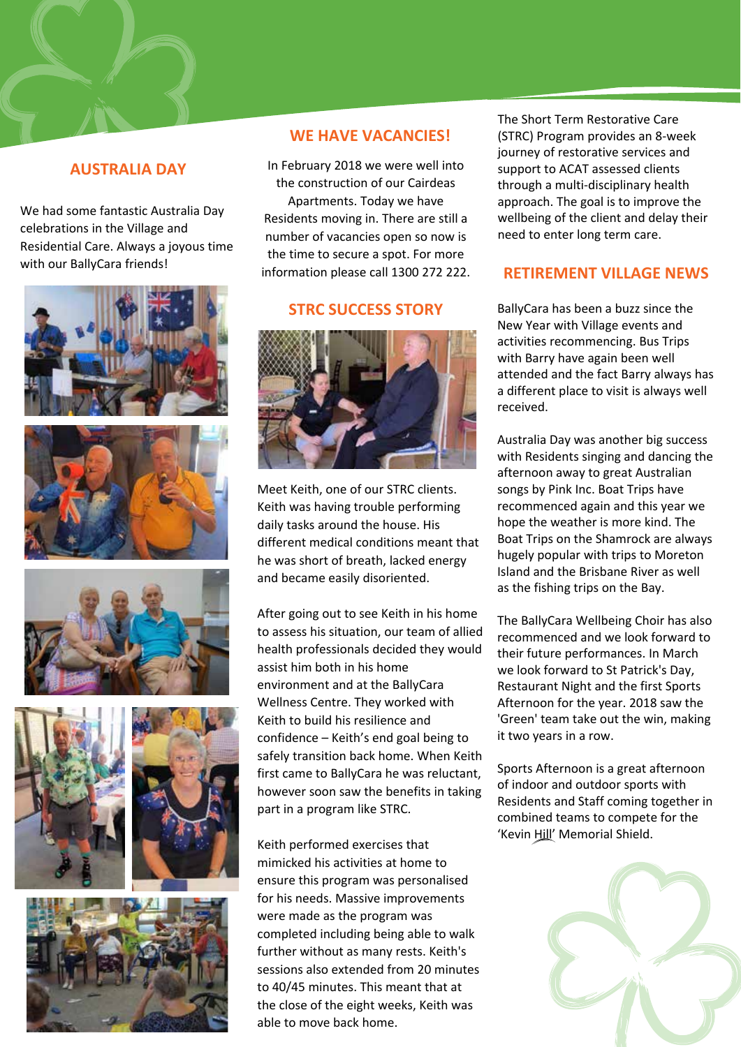## AUSTRALIA DAY

We had some fantastic Australia Day celebrations in the Village and Residential Care. Always a joyous time with our BallyCara friends!

## WE HAVE VACANCIES!

In February 2018 we were well into the construction of our Cairdeas Apartments. Today we have Residents moving in. There are still a number of vacancies open so now is the time to secure a spot. For more information please call 1300 272 222.

## STRC SUCCESS STORY

Meet Keith, one of our STRC clients. Keith was having trouble performing daily tasks around the house. His different medical conditions meant that he was short of breath, lacked energy and became easily disoriented.

After going out to see Keith in his home to assess his situation, our team of allied health professionals decided they would assist him both in his home environment and at the BallyCara Wellness Centre. They worked with Keith to build his resilience and confidence – Keith's end goal being to safely transition back home. When Keith first came to BallyCara he was reluctant, however soon saw the benefits in taking part in a program like STRC.

Keith performed exercises that mimicked his activities at home to ensure this program was personalised for his needs. Massive improvements were made as the program was completed including being able to walk further without as many rests. Keith's sessions also extended from 20 minutes to 40/45 minutes. This meant that at the close of the eight weeks, Keith was able to move back home.

The Short Term Restorative Care (STRC) Program provides an 8-week journey of restorative services and support to ACAT assessed clients through a multi-disciplinary health approach. The goal is to improve the wellbeing of the client and delay their need to enter long term care.

## RETIREMENT VILLAGE NEWS

BallyCara has been a buzz since the New Year with Village events and activities recommencing. Bus Trips with Barry have again been well attended and the fact Barry always has a different place to visit is always well received.

Australia Day was another big success with Residents singing and dancing the afternoon away to great Australian songs by Pink Inc. Boat Trips have recommenced again and this year we hope the weather is more kind. The Boat Trips on the Shamrock are always hugely popular with trips to Moreton Island and the Brisbane River as well as the fishing trips on the Bay.

The BallyCara Wellbeing Choir has also recommenced and we look forward to their future performances. In March we look forward to St Patrick's Day, Restaurant Night and the first Sports Afternoon for the year. 2018 saw the 'Green' team take out the win, making it two years in a row.

Sports Afternoon is a great afternoon of indoor and outdoor sports with Residents and Staff coming together in combined teams to compete for the 'Kevin Hill' Memorial Shield.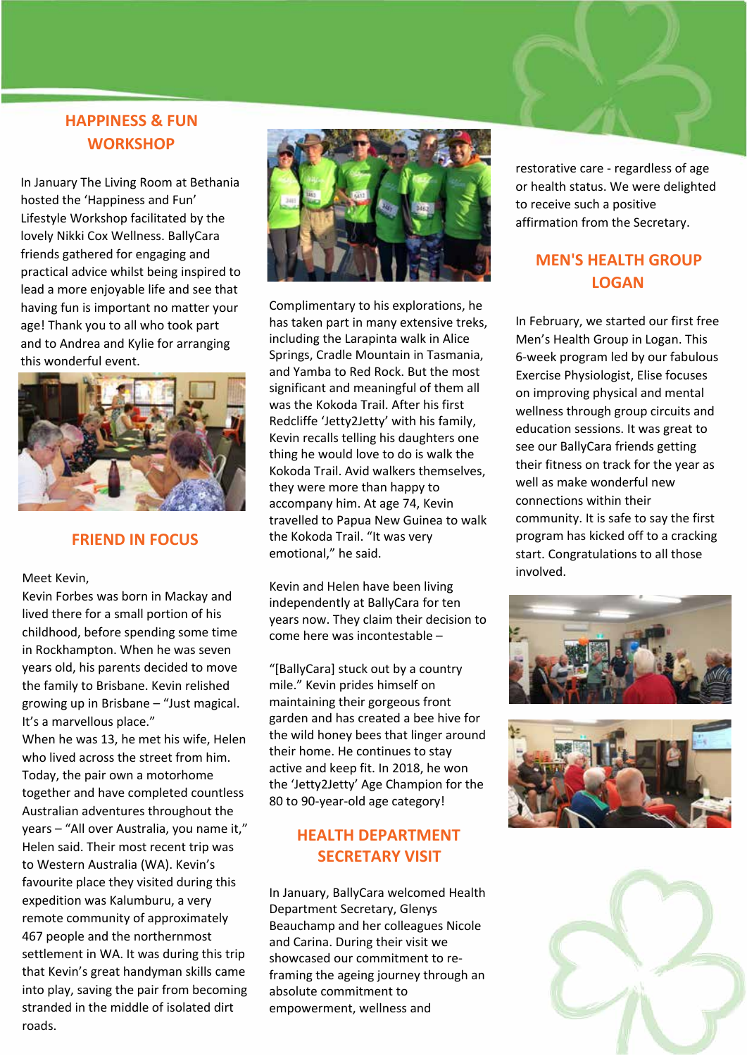## HAPPINESS & FUN WORKSHOP

In January The Living Room at Bethania hosted the 'Happiness and Fun' Lifestyle Workshop facilitated by the lovely Nikki Cox Wellness. BallyCara friends gathered for engaging and practical advice whilst being inspired to lead a more enjoyable life and see that having fun is important no matter your age! Thank you to all who took part and to Andrea and Kylie for arranging this wonderful event.

## FRIEND IN FOCUS

Meet Kevin,

Kevin Forbes was born in Mackay and lived there for a small portion of his childhood, before spending some time in Rockhampton. When he was seven years old, his parents decided to move the family to Brisbane. Kevin relished growing up in Brisbane – "Just magical. It's a marvellous place."

When he was 13, he met his wife, Helen who lived across the street from him. Today, the pair own a motorhome together and have completed countless Australian adventures throughout the years – "All over Australia, you name it," Helen said. Their most recent trip was to Western Australia (WA). Kevin's favourite place they visited during this expedition was Kalumburu, a very remote community of approximately 467 people and the northernmost settlement in WA. It was during this trip that Kevin's great handyman skills came into play, saving the pair from becoming stranded in the middle of isolated dirt roads.

Complimentary to his explorations, he has taken part in many extensive treks, including the Larapinta walk in Alice Springs, Cradle Mountain in Tasmania, and Yamba to Red Rock. But the most significant and meaningful of them all was the Kokoda Trail. After his first Redcliffe 'Jetty2Jetty' with his family, Kevin recalls telling his daughters one thing he would love to do is walk the Kokoda Trail. Avid walkers themselves, they were more than happy to accompany him. At age 74, Kevin travelled to Papua New Guinea to walk the Kokoda Trail. "It was very emotional," he said.

Kevin and Helen have been living independently at BallyCara for ten years now. They claim their decision to come here was incontestable –

"[BallyCara] stuck out by a country mile." Kevin prides himself on maintaining their gorgeous front garden and has created a bee hive for the wild honey bees that linger around their home. He continues to stay active and keep fit. In 2018, he won the 'Jetty2Jetty' Age Champion for the 80 to 90-year-old age category!

## HEALTH DEPARTMENT SECRETARY VISIT

In January, BallyCara welcomed Health Department Secretary, Glenys Beauchamp and her colleagues Nicole and Carina. During their visit we showcased our commitment to re-framing the ageing journey through an absolute commitment to empowerment, wellness and restorative care - regardless of age or health status. We were delighted to receive such a positive affirmation from the Secretary.

## MEN'S HEALTH GROUP LOGAN

In February, we started our first free Men's Health Group in Logan. This 6-week program led by our fabulous Exercise Physiologist, Elise focuses on improving physical and mental wellness through group circuits and education sessions. It was great to see our BallyCara friends getting their fitness on track for the year as well as make wonderful new connections within their community. It is safe to say the first program has kicked off to a cracking start. Congratulations to all those involved.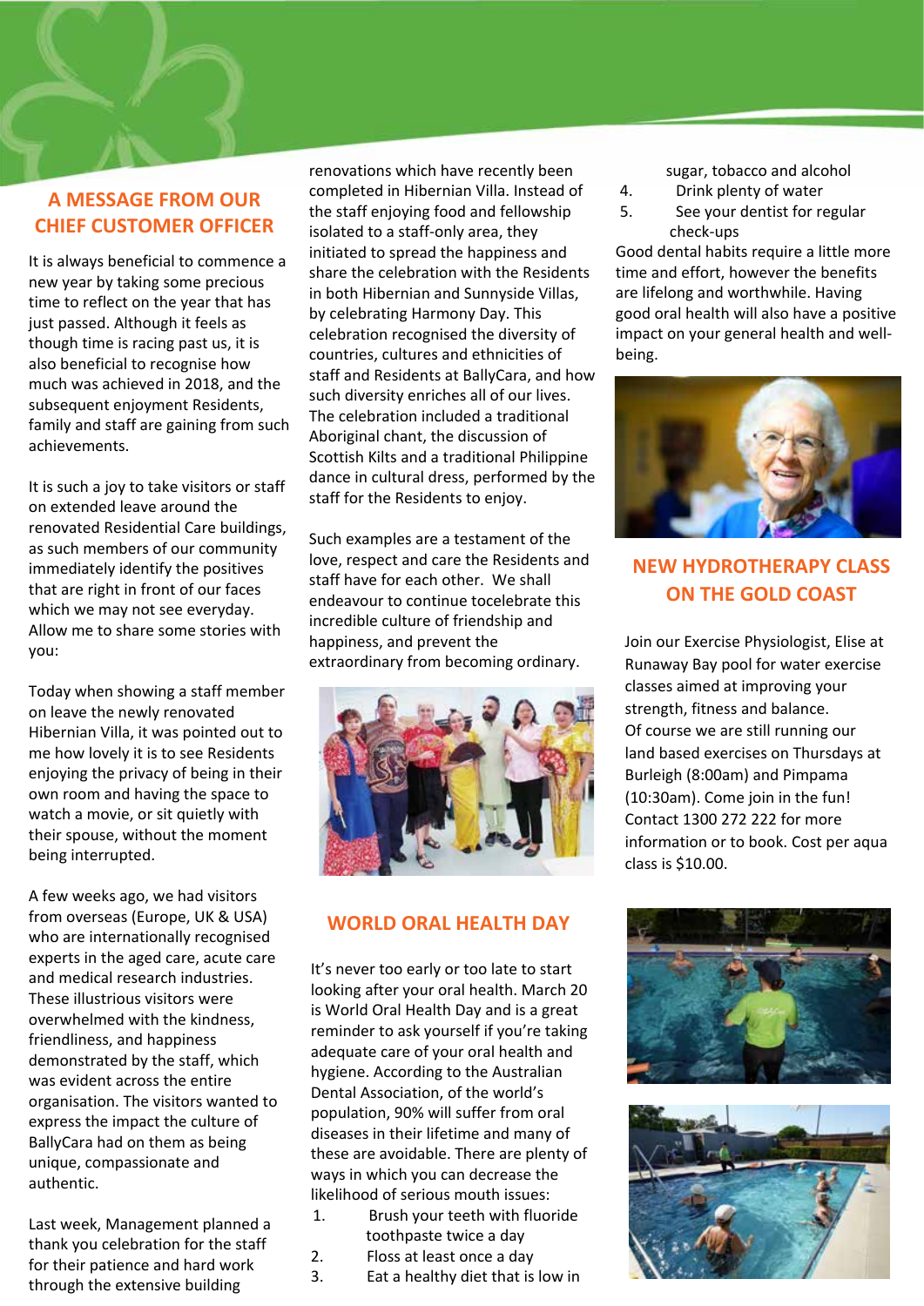## A MESSAGE FROM OUR CHIEF CUSTOMER OFFICER

It is always beneficial to commence a new year by taking some precious time to reflect on the year that has just passed. Although it feels as though time is racing past us, it is also beneficial to recognise how much was achieved in 2018, and the subsequent enjoyment Residents, family and staff are gaining from such achievements.

It is such a joy to take visitors or staff on extended leave around the renovated Residential Care buildings, as such members of our community immediately identify the positives that are right in front of our faces which we may not see everyday. Allow me to share some stories with you:

Today when showing a staff member on leave the newly renovated Hibernian Villa, it was pointed out to me how lovely it is to see Residents enjoying the privacy of being in their own room and having the space to watch a movie, or sit quietly with their spouse, without the moment being interrupted.

A few weeks ago, we had visitors from overseas (Europe, UK & USA) who are internationally recognised experts in the aged care, acute care and medical research industries. These illustrious visitors were overwhelmed with the kindness, friendliness, and happiness demonstrated by the staff, which was evident across the entire organisation. The visitors wanted to express the impact the culture of BallyCara had on them as being unique, compassionate and authentic.

Last week, Management planned a thank you celebration for the staff for their patience and hard work through the extensive building renovations which have recently been completed in Hibernian Villa. Instead of the staff enjoying food and fellowship isolated to a staff-only area, they initiated to spread the happiness and share the celebration with the Residents in both Hibernian and Sunnyside Villas, by celebrating Harmony Day. This celebration recognised the diversity of countries, cultures and ethnicities of staff and Residents at BallyCara, and how such diversity enriches all of our lives. The celebration included a traditional Aboriginal chant, the discussion of Scottish Kilts and a traditional Philippine dance in cultural dress, performed by the staff for the Residents to enjoy.

Such examples are a testament of the love, respect and care the Residents and staff have for each other. We shall endeavour to continue tocelebrate this incredible culture of friendship and happiness, and prevent the extraordinary from becoming ordinary.

## WORLD ORAL HEALTH DAY

It's never too early or too late to start looking after your oral health. March 20 is World Oral Health Day and is a great reminder to ask yourself if you're taking adequate care of your oral health and hygiene. According to the Australian Dental Association, of the world's population, 90% will suffer from oral diseases in their lifetime and many of these are avoidable. There are plenty of ways in which you can decrease the likelihood of serious mouth issues:

1. Brush your teeth with fluoride toothpaste twice a day
2. Floss at least once a day
3. Eat a healthy diet that is low in sugar, tobacco and alcohol
4. Drink plenty of water
5. See your dentist for regular check-ups

Good dental habits require a little more time and effort, however the benefits are lifelong and worthwhile. Having good oral health will also have a positive impact on your general health and well-being.

## NEW HYDROTHERAPY CLASS ON THE GOLD COAST

Join our Exercise Physiologist, Elise at Runaway Bay pool for water exercise classes aimed at improving your strength, fitness and balance.
Of course we are still running our land based exercises on Thursdays at Burleigh (8:00am) and Pimpama (10:30am). Come join in the fun!
Contact 1300 272 222 for more information or to book. Cost per aqua class is $10.00.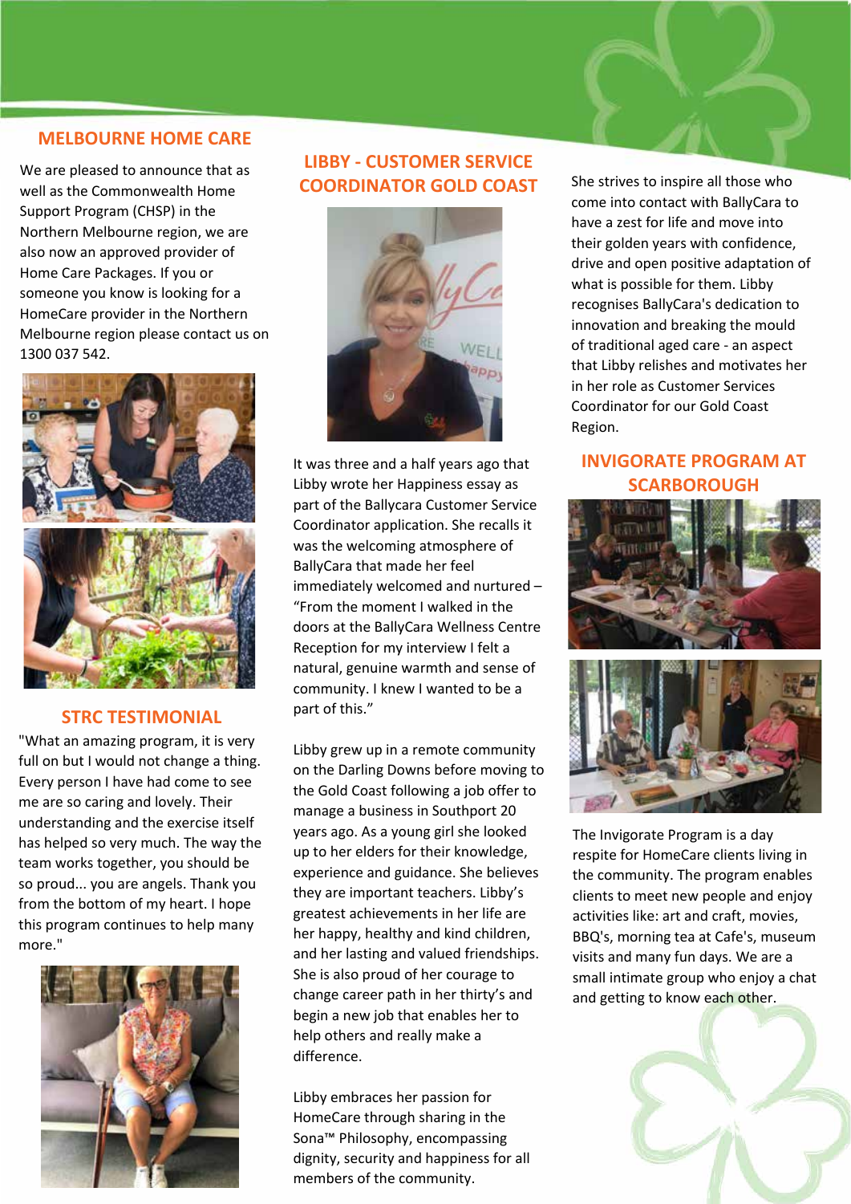## MELBOURNE HOME CARE

We are pleased to announce that as well as the Commonwealth Home Support Program (CHSP) in the Northern Melbourne region, we are also now an approved provider of Home Care Packages. If you or someone you know is looking for a HomeCare provider in the Northern Melbourne region please contact us on 1300 037 542.

## STRC TESTIMONIAL

"What an amazing program, it is very full on but I would not change a thing. Every person I have had come to see me are so caring and lovely. Their understanding and the exercise itself has helped so very much. The way the team works together, you should be so proud... you are angels. Thank you from the bottom of my heart. I hope this program continues to help many more."

## LIBBY - CUSTOMER SERVICE COORDINATOR GOLD COAST

It was three and a half years ago that Libby wrote her Happiness essay as part of the Ballycara Customer Service Coordinator application. She recalls it was the welcoming atmosphere of BallyCara that made her feel immediately welcomed and nurtured – "From the moment I walked in the doors at the BallyCara Wellness Centre Reception for my interview I felt a natural, genuine warmth and sense of community. I knew I wanted to be a part of this."

Libby grew up in a remote community on the Darling Downs before moving to the Gold Coast following a job offer to manage a business in Southport 20 years ago. As a young girl she looked up to her elders for their knowledge, experience and guidance. She believes they are important teachers. Libby's greatest achievements in her life are her happy, healthy and kind children, and her lasting and valued friendships. She is also proud of her courage to change career path in her thirty's and begin a new job that enables her to help others and really make a difference.

Libby embraces her passion for HomeCare through sharing in the Sona™ Philosophy, encompassing dignity, security and happiness for all members of the community.

She strives to inspire all those who come into contact with BallyCara to have a zest for life and move into their golden years with confidence, drive and open positive adaptation of what is possible for them. Libby recognises BallyCara's dedication to innovation and breaking the mould of traditional aged care - an aspect that Libby relishes and motivates her in her role as Customer Services Coordinator for our Gold Coast Region.

## INVIGORATE PROGRAM AT SCARBOROUGH

The Invigorate Program is a day respite for HomeCare clients living in the community. The program enables clients to meet new people and enjoy activities like: art and craft, movies, BBQ's, morning tea at Cafe's, museum visits and many fun days. We are a small intimate group who enjoy a chat and getting to know each other.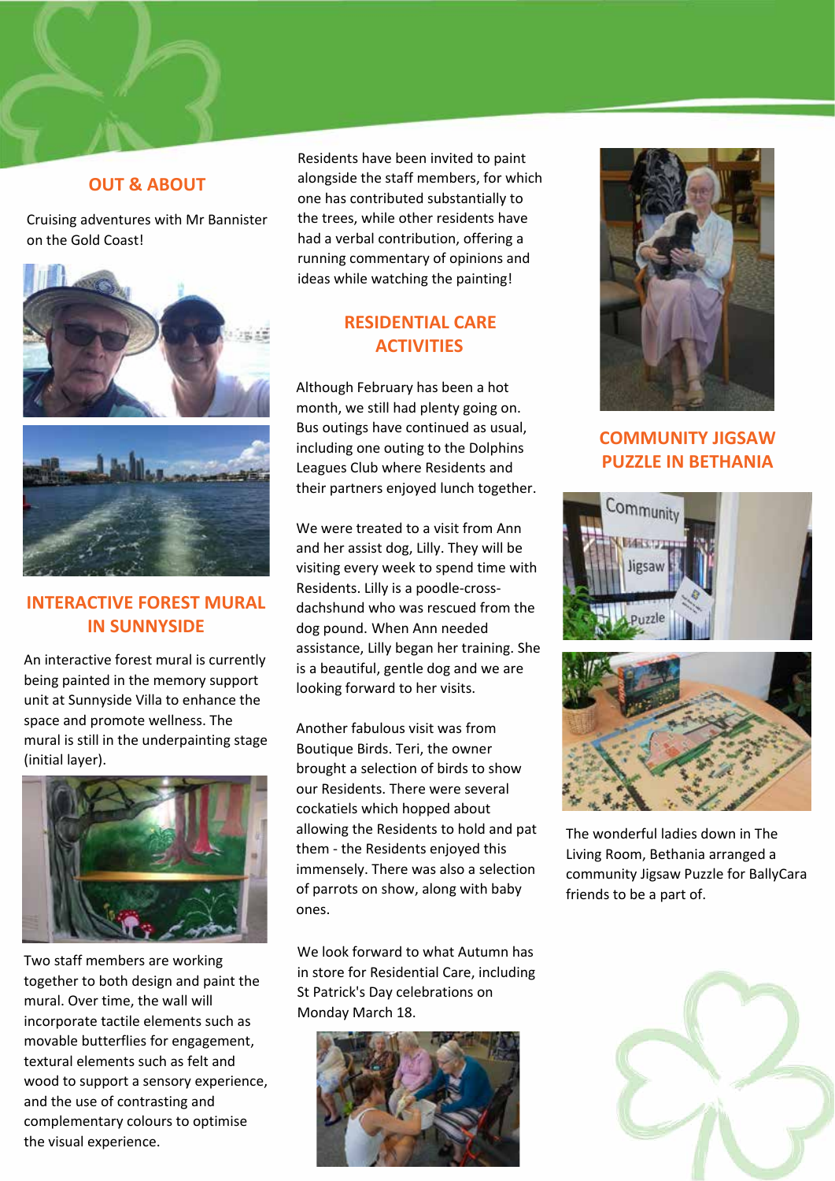## OUT & ABOUT

Cruising adventures with Mr Bannister on the Gold Coast!

## INTERACTIVE FOREST MURAL IN SUNNYSIDE

An interactive forest mural is currently being painted in the memory support unit at Sunnyside Villa to enhance the space and promote wellness. The mural is still in the underpainting stage (initial layer).

Two staff members are working together to both design and paint the mural. Over time, the wall will incorporate tactile elements such as movable butterflies for engagement, textural elements such as felt and wood to support a sensory experience, and the use of contrasting and complementary colours to optimise the visual experience.

Residents have been invited to paint alongside the staff members, for which one has contributed substantially to the trees, while other residents have had a verbal contribution, offering a running commentary of opinions and ideas while watching the painting!

## RESIDENTIAL CARE ACTIVITIES

Although February has been a hot month, we still had plenty going on. Bus outings have continued as usual, including one outing to the Dolphins Leagues Club where Residents and their partners enjoyed lunch together.

We were treated to a visit from Ann and her assist dog, Lilly. They will be visiting every week to spend time with Residents. Lilly is a poodle-cross-dachshund who was rescued from the dog pound. When Ann needed assistance, Lilly began her training. She is a beautiful, gentle dog and we are looking forward to her visits.

Another fabulous visit was from Boutique Birds. Teri, the owner brought a selection of birds to show our Residents. There were several cockatiels which hopped about allowing the Residents to hold and pat them - the Residents enjoyed this immensely. There was also a selection of parrots on show, along with baby ones.

We look forward to what Autumn has in store for Residential Care, including St Patrick's Day celebrations on Monday March 18.

## COMMUNITY JIGSAW PUZZLE IN BETHANIA

The wonderful ladies down in The Living Room, Bethania arranged a community Jigsaw Puzzle for BallyCara friends to be a part of.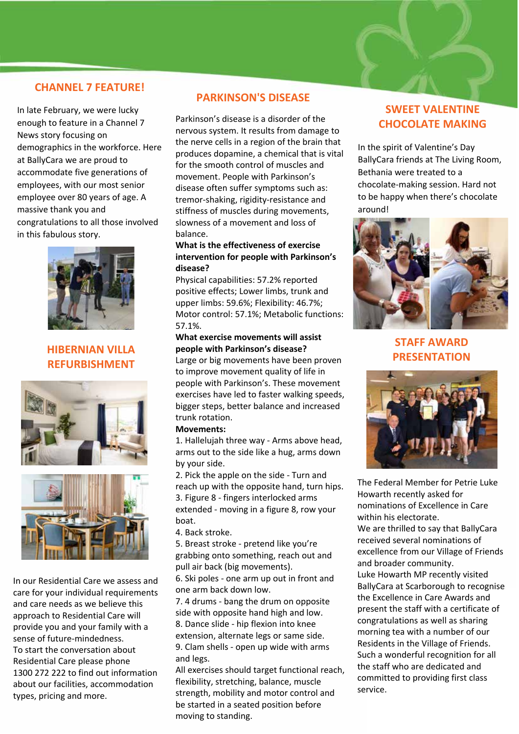## CHANNEL 7 FEATURE!

In late February, we were lucky enough to feature in a Channel 7 News story focusing on demographics in the workforce. Here at BallyCara we are proud to accommodate five generations of employees, with our most senior employee over 80 years of age. A massive thank you and congratulations to all those involved in this fabulous story.

## HIBERNIAN VILLA REFURBISHMENT

In our Residential Care we assess and care for your individual requirements and care needs as we believe this approach to Residential Care will provide you and your family with a sense of future-mindedness.
To start the conversation about Residential Care please phone 1300 272 222 to find out information about our facilities, accommodation types, pricing and more.

## PARKINSON'S DISEASE

Parkinson's disease is a disorder of the nervous system. It results from damage to the nerve cells in a region of the brain that produces dopamine, a chemical that is vital for the smooth control of muscles and movement. People with Parkinson's disease often suffer symptoms such as: tremor-shaking, rigidity-resistance and stiffness of muscles during movements, slowness of a movement and loss of balance.

**What is the effectiveness of exercise intervention for people with Parkinson's disease?**

Physical capabilities: 57.2% reported positive effects; Lower limbs, trunk and upper limbs: 59.6%; Flexibility: 46.7%; Motor control: 57.1%; Metabolic functions: 57.1%.

**What exercise movements will assist people with Parkinson's disease?**

Large or big movements have been proven to improve movement quality of life in people with Parkinson's. These movement exercises have led to faster walking speeds, bigger steps, better balance and increased trunk rotation.

**Movements:**

1. Hallelujah three way - Arms above head, arms out to the side like a hug, arms down by your side.
2. Pick the apple on the side - Turn and reach up with the opposite hand, turn hips.
3. Figure 8 - fingers interlocked arms extended - moving in a figure 8, row your boat.
4. Back stroke.
5. Breast stroke - pretend like you're grabbing onto something, reach out and pull air back (big movements).
6. Ski poles - one arm up out in front and one arm back down low.
7. 4 drums - bang the drum on opposite side with opposite hand high and low.
8. Dance slide - hip flexion into knee extension, alternate legs or same side.
9. Clam shells - open up wide with arms and legs.

All exercises should target functional reach, flexibility, stretching, balance, muscle strength, mobility and motor control and be started in a seated position before moving to standing.

## SWEET VALENTINE CHOCOLATE MAKING

In the spirit of Valentine's Day BallyCara friends at The Living Room, Bethania were treated to a chocolate-making session. Hard not to be happy when there's chocolate around!

## STAFF AWARD PRESENTATION

The Federal Member for Petrie Luke Howarth recently asked for nominations of Excellence in Care within his electorate.
We are thrilled to say that BallyCara received several nominations of excellence from our Village of Friends and broader community.
Luke Howarth MP recently visited BallyCara at Scarborough to recognise the Excellence in Care Awards and present the staff with a certificate of congratulations as well as sharing morning tea with a number of our Residents in the Village of Friends.
Such a wonderful recognition for all the staff who are dedicated and committed to providing first class service.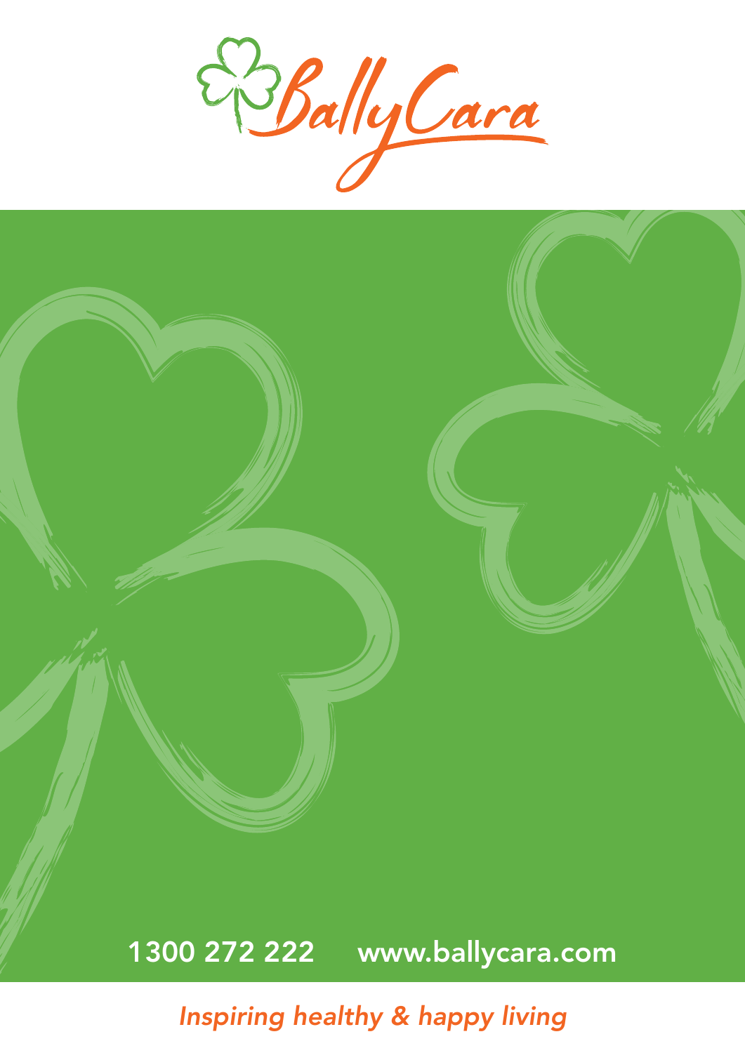BallyCara

1300 272 222 www.ballycara.com

*Inspiring healthy & happy living*